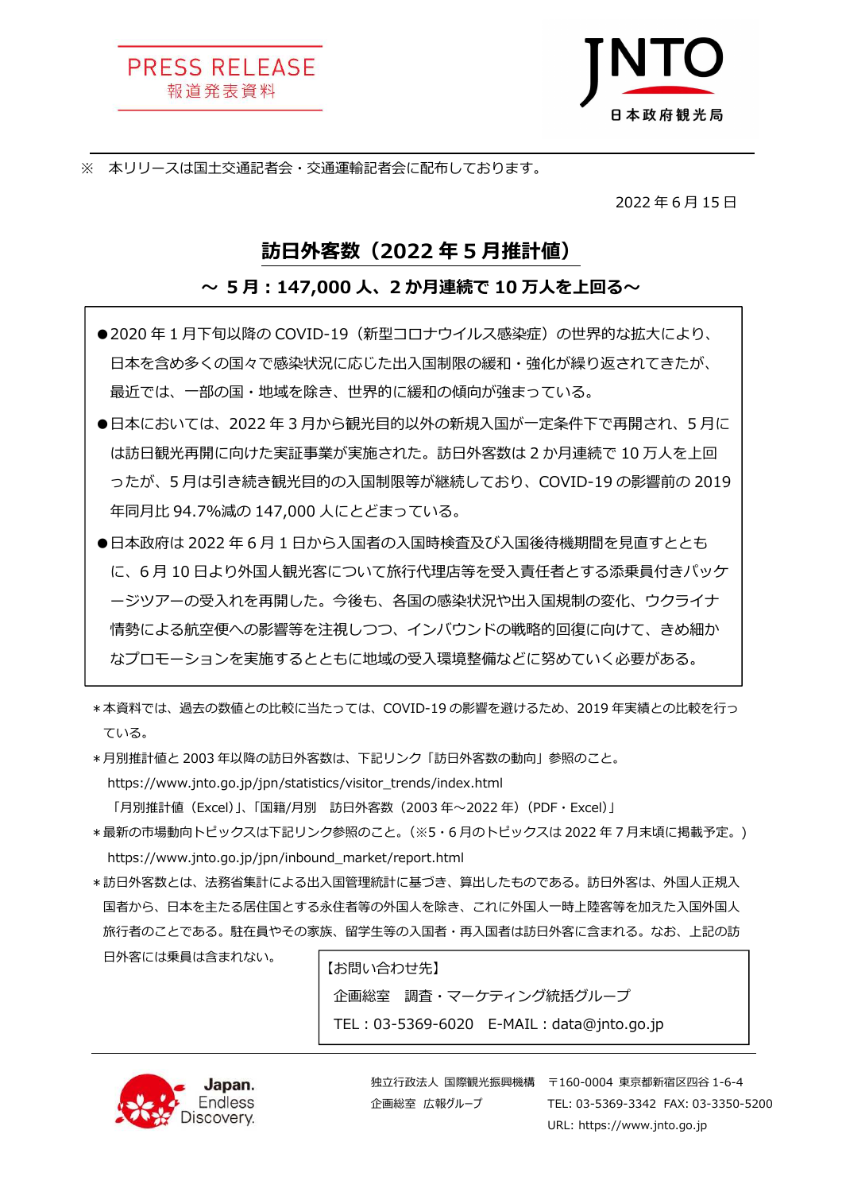PRESS RELEASE
報道発表資料

JNTO
日本政府観光局

※　本リリースは国土交通記者会・交通運輸記者会に配布しております。

2022 年 6 月 15 日

# 訪日外客数（2022 年 5 月推計値）

## ～ 5 月：147,000 人、2 か月連続で 10 万人を上回る～

- ●2020 年 1 月下旬以降の COVID-19（新型コロナウイルス感染症）の世界的な拡大により、日本を含め多くの国々で感染状況に応じた出入国制限の緩和・強化が繰り返されてきたが、最近では、一部の国・地域を除き、世界的に緩和の傾向が強まっている。
- ●日本においては、2022 年 3 月から観光目的以外の新規入国が一定条件下で再開され、5 月には訪日観光再開に向けた実証事業が実施された。訪日外客数は 2 か月連続で 10 万人を上回ったが、5 月は引き続き観光目的の入国制限等が継続しており、COVID-19 の影響前の 2019 年同月比 94.7%減の 147,000 人にとどまっている。
- ●日本政府は 2022 年 6 月 1 日から入国者の入国時検査及び入国後待機期間を見直すとともに、6 月 10 日より外国人観光客について旅行代理店等を受入責任者とする添乗員付きパッケージツアーの受入れを再開した。今後も、各国の感染状況や出入国規制の変化、ウクライナ情勢による航空便への影響等を注視しつつ、インバウンドの戦略的回復に向けて、きめ細かなプロモーションを実施するとともに地域の受入環境整備などに努めていく必要がある。

＊本資料では、過去の数値との比較に当たっては、COVID-19 の影響を避けるため、2019 年実績との比較を行っている。

＊月別推計値と 2003 年以降の訪日外客数は、下記リンク「訪日外客数の動向」参照のこと。
https://www.jnto.go.jp/jpn/statistics/visitor_trends/index.html
「月別推計値（Excel）」、「国籍/月別　訪日外客数（2003 年～2022 年）（PDF・Excel）」

＊最新の市場動向トピックスは下記リンク参照のこと。（※5・6 月のトピックスは 2022 年 7 月末頃に掲載予定。）
https://www.jnto.go.jp/jpn/inbound_market/report.html

＊訪日外客数とは、法務省集計による出入国管理統計に基づき、算出したものである。訪日外客は、外国人正規入国者から、日本を主たる居住国とする永住者等の外国人を除き、これに外国人一時上陸客等を加えた入国外国人旅行者のことである。駐在員やその家族、留学生等の入国者・再入国者は訪日外客に含まれる。なお、上記の訪日外客には乗員は含まれない。

【お問い合わせ先】
企画総室　調査・マーケティング統括グループ
TEL：03-5369-6020　E-MAIL：data@jnto.go.jp

Japan. Endless Discovery.

独立行政法人 国際観光振興機構　〒160-0004 東京都新宿区四谷 1-6-4
企画総室　広報グループ　TEL: 03-5369-3342　FAX: 03-3350-5200
URL: https://www.jnto.go.jp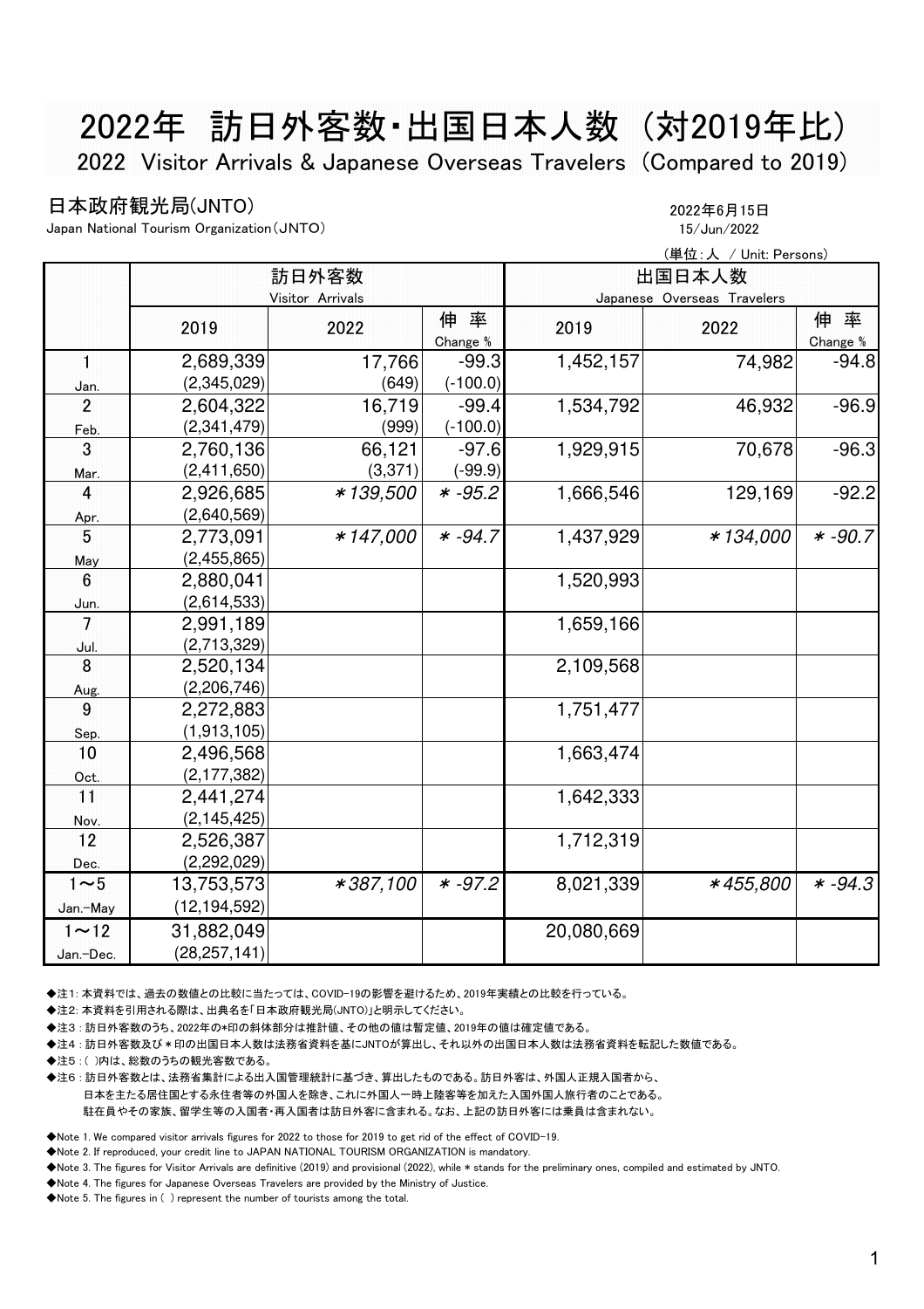# 2022年 訪日外客数・出国日本人数（対2019年比）

## 2022 Visitor Arrivals & Japanese Overseas Travelers（Compared to 2019）

日本政府観光局(JNTO)
Japan National Tourism Organization（JNTO）

2022年6月15日
15/Jun/2022

（単位：人 / Unit: Persons）

| | 訪日外客数 Visitor Arrivals | | | 出国日本人数 Japanese Overseas Travelers | | |
|---|---|---|---|---|---|---|
| | 2019 | 2022 | 伸 率 Change % | 2019 | 2022 | 伸 率 Change % |
| 1 Jan. | 2,689,339 (2,345,029) | 17,766 (649) | -99.3 (-100.0) | 1,452,157 | 74,982 | -94.8 |
| 2 Feb. | 2,604,322 (2,341,479) | 16,719 (999) | -99.4 (-100.0) | 1,534,792 | 46,932 | -96.9 |
| 3 Mar. | 2,760,136 (2,411,650) | 66,121 (3,371) | -97.6 (-99.9) | 1,929,915 | 70,678 | -96.3 |
| 4 Apr. | 2,926,685 (2,640,569) | *139,500 | * -95.2 | 1,666,546 | 129,169 | -92.2 |
| 5 May | 2,773,091 (2,455,865) | *147,000 | * -94.7 | 1,437,929 | *134,000 | * -90.7 |
| 6 Jun. | 2,880,041 (2,614,533) | | | 1,520,993 | | |
| 7 Jul. | 2,991,189 (2,713,329) | | | 1,659,166 | | |
| 8 Aug. | 2,520,134 (2,206,746) | | | 2,109,568 | | |
| 9 Sep. | 2,272,883 (1,913,105) | | | 1,751,477 | | |
| 10 Oct. | 2,496,568 (2,177,382) | | | 1,663,474 | | |
| 11 Nov. | 2,441,274 (2,145,425) | | | 1,642,333 | | |
| 12 Dec. | 2,526,387 (2,292,029) | | | 1,712,319 | | |
| 1～5 Jan.-May | 13,753,573 (12,194,592) | *387,100 | * -97.2 | 8,021,339 | *455,800 | * -94.3 |
| 1～12 Jan.-Dec. | 31,882,049 (28,257,141) | | | 20,080,669 | | |

◆注1: 本資料では、過去の数値との比較に当たっては、COVID-19の影響を避けるため、2019年実績との比較を行っている。
◆注2: 本資料を引用される際は、出典名を「日本政府観光局(JNTO)」と明示してください。
◆注3：訪日外客数のうち、2022年の*印の斜体部分は推計値、その他の値は暫定値、2019年の値は確定値である。
◆注4：訪日外客数及び＊印の出国日本人数は法務省資料を基にJNTOが算出し、それ以外の出国日本人数は法務省資料を転記した数値である。
◆注5：( )内は、総数のうちの観光客数である。
◆注6：訪日外客数とは、法務省集計による出入国管理統計に基づき、算出したものである。訪日外客は、外国人正規入国者から、日本人を主たる居住国とする永住者等の外国人を除き、これに外国人一時上陸客等を加えた入国外国人旅行者のことである。駐在員やその家族、留学生等の入国者・再入国者は訪日外客に含まれる。なお、上記の訪日外客には乗員は含まれない。

◆Note 1. We compared visitor arrivals figures for 2022 to those for 2019 to get rid of the effect of COVID-19.
◆Note 2. If reproduced, your credit line to JAPAN NATIONAL TOURISM ORGANIZATION is mandatory.
◆Note 3. The figures for Visitor Arrivals are definitive (2019) and provisional (2022), while * stands for the preliminary ones, compiled and estimated by JNTO.
◆Note 4. The figures for Japanese Overseas Travelers are provided by the Ministry of Justice.
◆Note 5. The figures in ( ) represent the number of tourists among the total.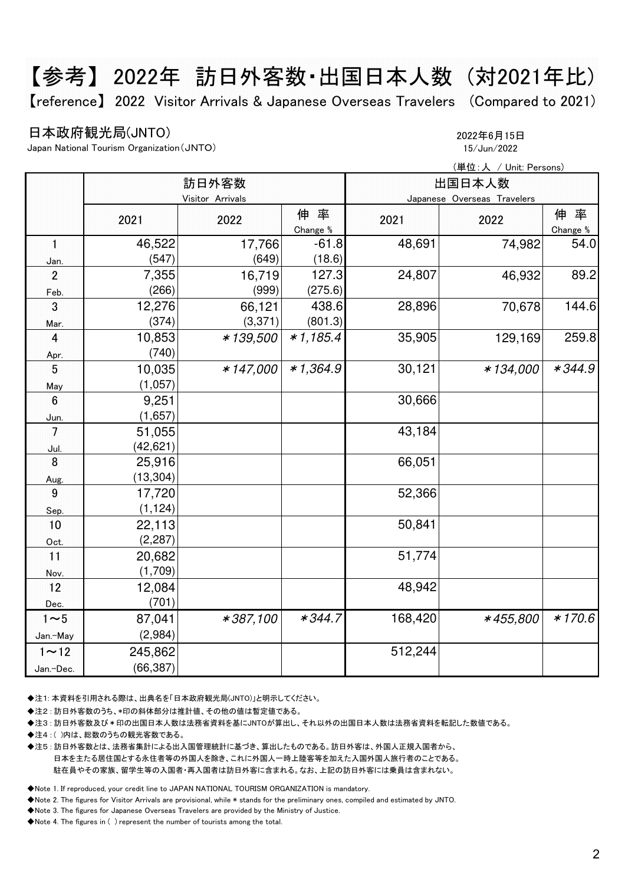# 【参考】 2022年　訪日外客数・出国日本人数（対2021年比）

【reference】 2022 Visitor Arrivals & Japanese Overseas Travelers (Compared to 2021)

日本政府観光局(JNTO)
Japan National Tourism Organization（JNTO）

2022年6月15日
15/Jun/2022

（単位：人 / Unit: Persons）

| | 訪日外客数 Visitor Arrivals | | | 出国日本人数 Japanese Overseas Travelers | | |
|---|---|---|---|---|---|---|
| | 2021 | 2022 | 伸率 Change % | 2021 | 2022 | 伸率 Change % |
| 1 Jan. | 46,522 (547) | 17,766 (649) | -61.8 (18.6) | 48,691 | 74,982 | 54.0 |
| 2 Feb. | 7,355 (266) | 16,719 (999) | 127.3 (275.6) | 24,807 | 46,932 | 89.2 |
| 3 Mar. | 12,276 (374) | 66,121 (3,371) | 438.6 (801.3) | 28,896 | 70,678 | 144.6 |
| 4 Apr. | 10,853 (740) | *139,500 | *1,185.4 | 35,905 | 129,169 | 259.8 |
| 5 May | 10,035 (1,057) | *147,000 | *1,364.9 | 30,121 | *134,000 | *344.9 |
| 6 Jun. | 9,251 (1,657) | | | 30,666 | | |
| 7 Jul. | 51,055 (42,621) | | | 43,184 | | |
| 8 Aug. | 25,916 (13,304) | | | 66,051 | | |
| 9 Sep. | 17,720 (1,124) | | | 52,366 | | |
| 10 Oct. | 22,113 (2,287) | | | 50,841 | | |
| 11 Nov. | 20,682 (1,709) | | | 51,774 | | |
| 12 Dec. | 12,084 (701) | | | 48,942 | | |
| 1～5 Jan.-May | 87,041 (2,984) | *387,100 | *344.7 | 168,420 | *455,800 | *170.6 |
| 1～12 Jan.-Dec. | 245,862 (66,387) | | | 512,244 | | |

◆注1: 本資料を引用される際は、出典名を「日本政府観光局(JNTO)」と明示してください。

◆注2：訪日外客数のうち、*印の斜体部分は推計値、その他の値は暫定値である。

◆注3：訪日外客数及び＊印の出国日本人数は法務省資料を基にJNTOが算出し、それ以外の出国日本人数は法務省資料を転記した数値である。

◆注4：( )内は、総数のうちの観光客数である。

◆注5：訪日外客数とは、法務省集計による出入国管理統計に基づき、算出したものである。訪日外客は、外国人正規入国者から、日本を主たる居住国とする永住者等の外国人を除き、これに外国人一時上陸客等を加えた入国外国人旅行者のことである。駐在員やその家族、留学生等の入国者・再入国者は訪日外客に含まれる。なお、上記の訪日外客には乗員は含まれない。

◆Note 1. If reproduced, your credit line to JAPAN NATIONAL TOURISM ORGANIZATION is mandatory.

◆Note 2. The figures for Visitor Arrivals are provisional, while * stands for the preliminary ones, compiled and estimated by JNTO.

◆Note 3. The figures for Japanese Overseas Travelers are provided by the Ministry of Justice.

◆Note 4. The figures in ( ) represent the number of tourists among the total.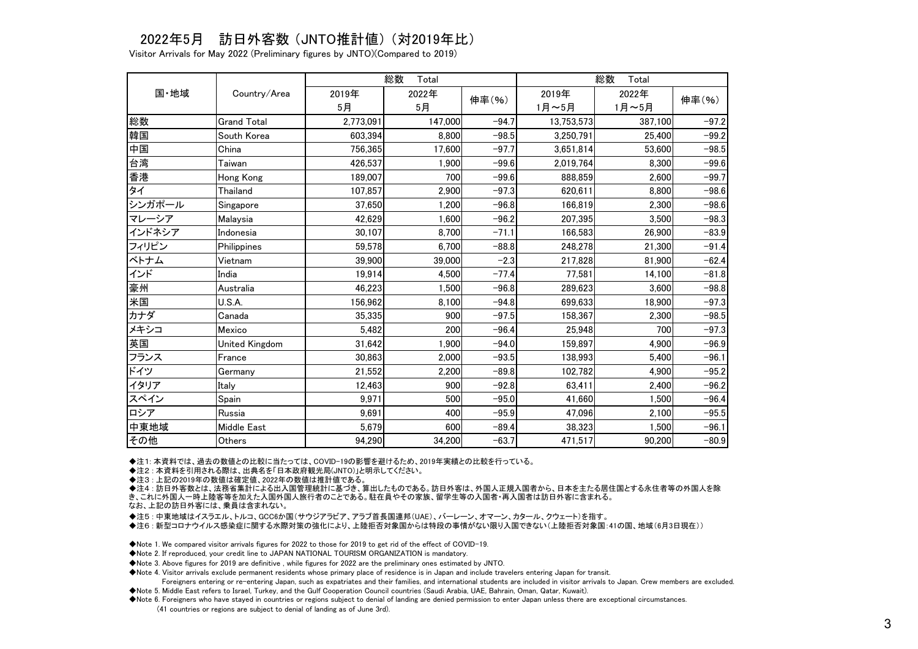# 2022年5月　訪日外客数（JNTO推計値）（対2019年比）

Visitor Arrivals for May 2022 (Preliminary figures by JNTO)(Compared to 2019)

| 国・地域 | Country/Area | 総数　Total | | | 総数　Total | | |
|---|---|---|---|---|---|---|---|
| | | 2019年 5月 | 2022年 5月 | 伸率(%) | 2019年 1月～5月 | 2022年 1月～5月 | 伸率(%) |
| 総数 | Grand Total | 2,773,091 | 147,000 | −94.7 | 13,753,573 | 387,100 | −97.2 |
| 韓国 | South Korea | 603,394 | 8,800 | −98.5 | 3,250,791 | 25,400 | −99.2 |
| 中国 | China | 756,365 | 17,600 | −97.7 | 3,651,814 | 53,600 | −98.5 |
| 台湾 | Taiwan | 426,537 | 1,900 | −99.6 | 2,019,764 | 8,300 | −99.6 |
| 香港 | Hong Kong | 189,007 | 700 | −99.6 | 888,859 | 2,600 | −99.7 |
| タイ | Thailand | 107,857 | 2,900 | −97.3 | 620,611 | 8,800 | −98.6 |
| シンガポール | Singapore | 37,650 | 1,200 | −96.8 | 166,819 | 2,300 | −98.6 |
| マレーシア | Malaysia | 42,629 | 1,600 | −96.2 | 207,395 | 3,500 | −98.3 |
| インドネシア | Indonesia | 30,107 | 8,700 | −71.1 | 166,583 | 26,900 | −83.9 |
| フィリピン | Philippines | 59,578 | 6,700 | −88.8 | 248,278 | 21,300 | −91.4 |
| ベトナム | Vietnam | 39,900 | 39,000 | −2.3 | 217,828 | 81,900 | −62.4 |
| インド | India | 19,914 | 4,500 | −77.4 | 77,581 | 14,100 | −81.8 |
| 豪州 | Australia | 46,223 | 1,500 | −96.8 | 289,623 | 3,600 | −98.8 |
| 米国 | U.S.A. | 156,962 | 8,100 | −94.8 | 699,633 | 18,900 | −97.3 |
| カナダ | Canada | 35,335 | 900 | −97.5 | 158,367 | 2,300 | −98.5 |
| メキシコ | Mexico | 5,482 | 200 | −96.4 | 25,948 | 700 | −97.3 |
| 英国 | United Kingdom | 31,642 | 1,900 | −94.0 | 159,897 | 4,900 | −96.9 |
| フランス | France | 30,863 | 2,000 | −93.5 | 138,993 | 5,400 | −96.1 |
| ドイツ | Germany | 21,552 | 2,200 | −89.8 | 102,782 | 4,900 | −95.2 |
| イタリア | Italy | 12,463 | 900 | −92.8 | 63,411 | 2,400 | −96.2 |
| スペイン | Spain | 9,971 | 500 | −95.0 | 41,660 | 1,500 | −96.4 |
| ロシア | Russia | 9,691 | 400 | −95.9 | 47,096 | 2,100 | −95.5 |
| 中東地域 | Middle East | 5,679 | 600 | −89.4 | 38,323 | 1,500 | −96.1 |
| その他 | Others | 94,290 | 34,200 | −63.7 | 471,517 | 90,200 | −80.9 |

◆注1：本資料では、過去の数値との比較に当たっては、COVID-19の影響を避けるため、2019年実績との比較を行っている。

◆注2：本資料を引用される際は、出典名を「日本政府観光局(JNTO)」と明示してください。

◆注3：上記の2019年の数値は確定値、2022年の数値は推計値である。

◆注4：訪日外客数とは、法務省集計による出入国管理統計に基づき、算出したものである。訪日外客は、外国人正規入国者から、日本を主たる居住国とする永住者等の外国人を除き、これに外国人一時上陸客等を加えた入国外国人旅行者のことである。駐在員やその家族、留学生等の入国者・再入国者は訪日外客に含まれる。
なお、上記の訪日外客には、乗員は含まれない。

◆注5：中東地域はイスラエル、トルコ、GCC6か国（サウジアラビア、アラブ首長国連邦（UAE）、バーレーン、オマーン、カタール、クウェート）を指す。

◆注6：新型コロナウイルス感染症に関する水際対策の強化により、上陸拒否対象国からは特段の事情がない限り入国できない（上陸拒否対象国：41の国、地域（6月3日現在））

◆Note 1. We compared visitor arrivals figures for 2022 to those for 2019 to get rid of the effect of COVID-19.

◆Note 2. If reproduced, your credit line to JAPAN NATIONAL TOURISM ORGANIZATION is mandatory.

◆Note 3. Above figures for 2019 are definitive , while figures for 2022 are the preliminary ones estimated by JNTO.

◆Note 4. Visitor arrivals exclude permanent residents whose primary place of residence is in Japan and include travelers entering Japan for transit.
Foreigners entering or re-entering Japan, such as expatriates and their families, and international students are included in visitor arrivals to Japan. Crew members are excluded.

◆Note 5. Middle East refers to Israel, Turkey, and the Gulf Cooperation Council countries (Saudi Arabia, UAE, Bahrain, Oman, Qatar, Kuwait).

◆Note 6. Foreigners who have stayed in countries or regions subject to denial of landing are denied permission to enter Japan unless there are exceptional circumstances.
(41 countries or regions are subject to denial of landing as of June 3rd).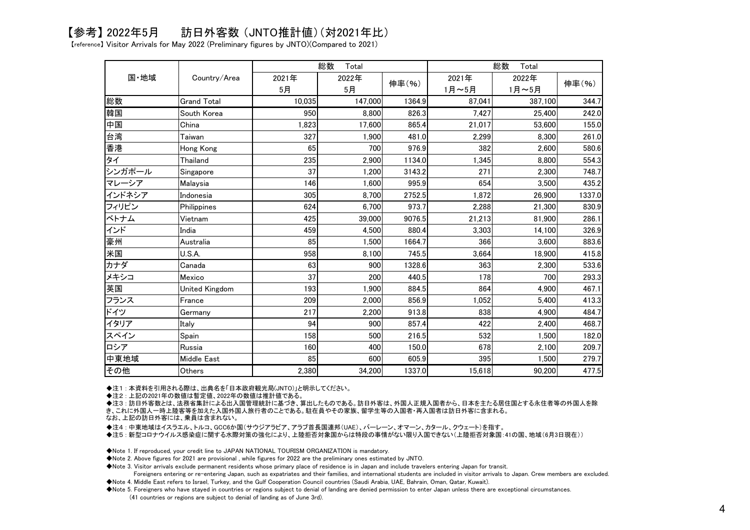## 【参考】2022年5月　　訪日外客数（JNTO推計値）(対2021年比)

【reference】 Visitor Arrivals for May 2022 (Preliminary figures by JNTO)(Compared to 2021)

| 国・地域 | Country/Area | 総数　Total | | | 総数　Total | | |
|---|---|---|---|---|---|---|---|
| | | 2021年 5月 | 2022年 5月 | 伸率(%) | 2021年 1月～5月 | 2022年 1月～5月 | 伸率(%) |
| 総数 | Grand Total | 10,035 | 147,000 | 1364.9 | 87,041 | 387,100 | 344.7 |
| 韓国 | South Korea | 950 | 8,800 | 826.3 | 7,427 | 25,400 | 242.0 |
| 中国 | China | 1,823 | 17,600 | 865.4 | 21,017 | 53,600 | 155.0 |
| 台湾 | Taiwan | 327 | 1,900 | 481.0 | 2,299 | 8,300 | 261.0 |
| 香港 | Hong Kong | 65 | 700 | 976.9 | 382 | 2,600 | 580.6 |
| タイ | Thailand | 235 | 2,900 | 1134.0 | 1,345 | 8,800 | 554.3 |
| シンガポール | Singapore | 37 | 1,200 | 3143.2 | 271 | 2,300 | 748.7 |
| マレーシア | Malaysia | 146 | 1,600 | 995.9 | 654 | 3,500 | 435.2 |
| インドネシア | Indonesia | 305 | 8,700 | 2752.5 | 1,872 | 26,900 | 1337.0 |
| フィリピン | Philippines | 624 | 6,700 | 973.7 | 2,288 | 21,300 | 830.9 |
| ベトナム | Vietnam | 425 | 39,000 | 9076.5 | 21,213 | 81,900 | 286.1 |
| インド | India | 459 | 4,500 | 880.4 | 3,303 | 14,100 | 326.9 |
| 豪州 | Australia | 85 | 1,500 | 1664.7 | 366 | 3,600 | 883.6 |
| 米国 | U.S.A. | 958 | 8,100 | 745.5 | 3,664 | 18,900 | 415.8 |
| カナダ | Canada | 63 | 900 | 1328.6 | 363 | 2,300 | 533.6 |
| メキシコ | Mexico | 37 | 200 | 440.5 | 178 | 700 | 293.3 |
| 英国 | United Kingdom | 193 | 1,900 | 884.5 | 864 | 4,900 | 467.1 |
| フランス | France | 209 | 2,000 | 856.9 | 1,052 | 5,400 | 413.3 |
| ドイツ | Germany | 217 | 2,200 | 913.8 | 838 | 4,900 | 484.7 |
| イタリア | Italy | 94 | 900 | 857.4 | 422 | 2,400 | 468.7 |
| スペイン | Spain | 158 | 500 | 216.5 | 532 | 1,500 | 182.0 |
| ロシア | Russia | 160 | 400 | 150.0 | 678 | 2,100 | 209.7 |
| 中東地域 | Middle East | 85 | 600 | 605.9 | 395 | 1,500 | 279.7 |
| その他 | Others | 2,380 | 34,200 | 1337.0 | 15,618 | 90,200 | 477.5 |

◆注1：本資料を引用される際は、出典名を「日本政府観光局(JNTO)」と明示してください。

◆注2：上記の2021年の数値は暫定値、2022年の数値は推計値である。

◆注3：訪日外客数とは、法務省集計による出入国管理統計に基づき、算出したものである。訪日外客は、外国人正規入国者から、日本を主たる居住国とする永住者等の外国人を除き、これに外国人一時上陸客等を加えた入国外国人旅行者のことである。駐在員やその家族、留学生等の入国者・再入国者は訪日外客に含まれる。
なお、上記の訪日外客には、乗員は含まれない。

◆注4：中東地域はイスラエル、トルコ、GCC6か国(サウジアラビア、アラブ首長国連邦(UAE)、バーレーン、オマーン、カタール、クウェート)を指す。

◆注5：新型コロナウイルス感染症に関する水際対策の強化により、上陸拒否対象国からは特段の事情がない限り入国できない(上陸拒否対象国:41の国、地域(6月3日現在))

◆Note 1. If reproduced, your credit line to JAPAN NATIONAL TOURISM ORGANIZATION is mandatory.

◆Note 2. Above figures for 2021 are provisional , while figures for 2022 are the preliminary ones estimated by JNTO.

◆Note 3. Visitor arrivals exclude permanent residents whose primary place of residence is in Japan and include travelers entering Japan for transit.
Foreigners entering or re-entering Japan, such as expatriates and their families, and international students are included in visitor arrivals to Japan. Crew members are excluded.

◆Note 4. Middle East refers to Israel, Turkey, and the Gulf Cooperation Council countries (Saudi Arabia, UAE, Bahrain, Oman, Qatar, Kuwait).

◆Note 5. Foreigners who have stayed in countries or regions subject to denial of landing are denied permission to enter Japan unless there are exceptional circumstances.
(41 countries or regions are subject to denial of landing as of June 3rd).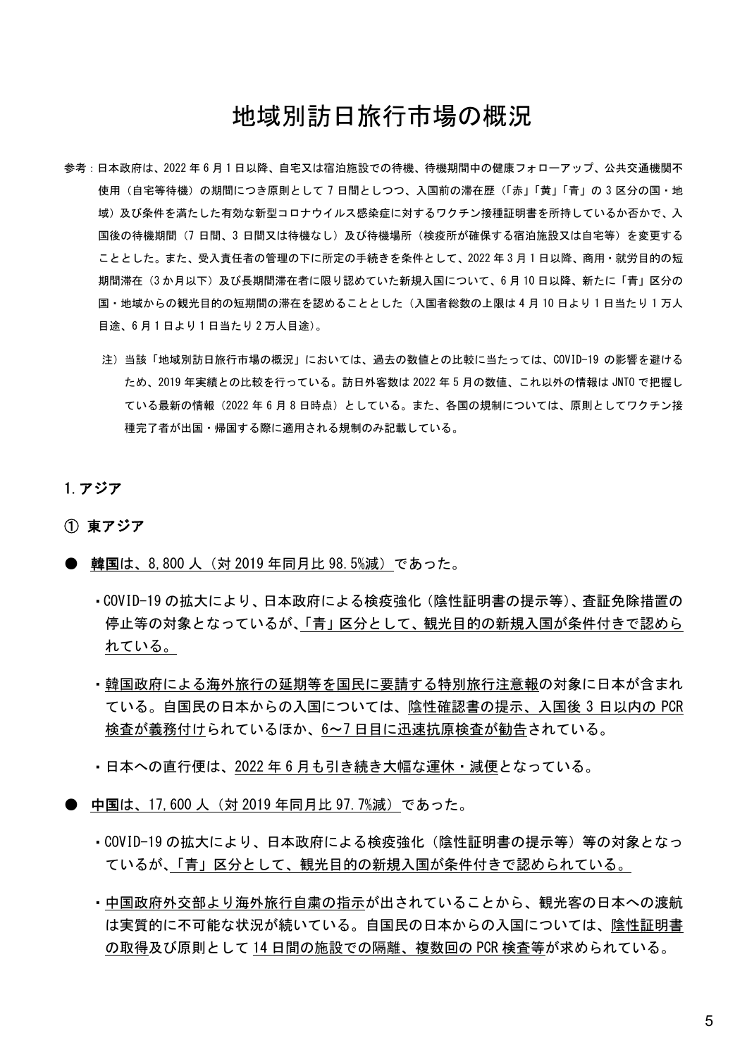# 地域別訪日旅行市場の概況

参考：日本政府は、2022 年 6 月 1 日以降、自宅又は宿泊施設での待機、待機期間中の健康フォローアップ、公共交通機関不使用（自宅等待機）の期間につき原則として 7 日間としつつ、入国前の滞在歴（「赤」「黄」「青」の 3 区分の国・地域）及び条件を満たした有効な新型コロナウイルス感染症に対するワクチン接種証明書を所持しているか否かで、入国後の待機期間（7 日間、3 日間又は待機なし）及び待機場所（検疫所が確保する宿泊施設又は自宅等）を変更することとした。また、受入責任者の管理の下に所定の手続きを条件として、2022 年 3 月 1 日以降、商用・就労目的の短期間滞在（3 か月以下）及び長期間滞在者に限り認めていた新規入国について、6 月 10 日以降、新たに「青」区分の国・地域からの観光目的の短期間の滞在を認めることとした（入国者総数の上限は 4 月 10 日より 1 日当たり 1 万人目途、6 月 1 日より 1 日当たり 2 万人目途）。

注）当該「地域別訪日旅行市場の概況」においては、過去の数値との比較に当たっては、COVID-19 の影響を避けるため、2019 年実績との比較を行っている。訪日外客数は 2022 年 5 月の数値、これ以外の情報は JNTO で把握している最新の情報（2022 年 6 月 8 日時点）としている。また、各国の規制については、原則としてワクチン接種完了者が出国・帰国する際に適用される規制のみ記載している。

## 1. アジア

### ① 東アジア

- **韓国**は、8,800 人（対 2019 年同月比 98.5%減）であった。
  - COVID-19 の拡大により、日本政府による検疫強化（陰性証明書の提示等）、査証免除措置の停止等の対象となっているが、「青」区分として、観光目的の新規入国が条件付きで認められている。
  - 韓国政府による海外旅行の延期等を国民に要請する特別旅行注意報の対象に日本が含まれている。自国民の日本からの入国については、陰性確認書の提示、入国後 3 日以内の PCR 検査が義務付けられているほか、6～7 日目に迅速抗原検査が勧告されている。
  - 日本への直行便は、2022 年 6 月も引き続き大幅な運休・減便となっている。

- **中国**は、17,600 人（対 2019 年同月比 97.7%減）であった。
  - COVID-19 の拡大により、日本政府による検疫強化（陰性証明書の提示等）等の対象となっているが、「青」区分として、観光目的の新規入国が条件付きで認められている。
  - 中国政府外交部より海外旅行自粛の指示が出されていることから、観光客の日本への渡航は実質的に不可能な状況が続いている。自国民の日本からの入国については、陰性証明書の取得及び原則として 14 日間の施設での隔離、複数回の PCR 検査等が求められている。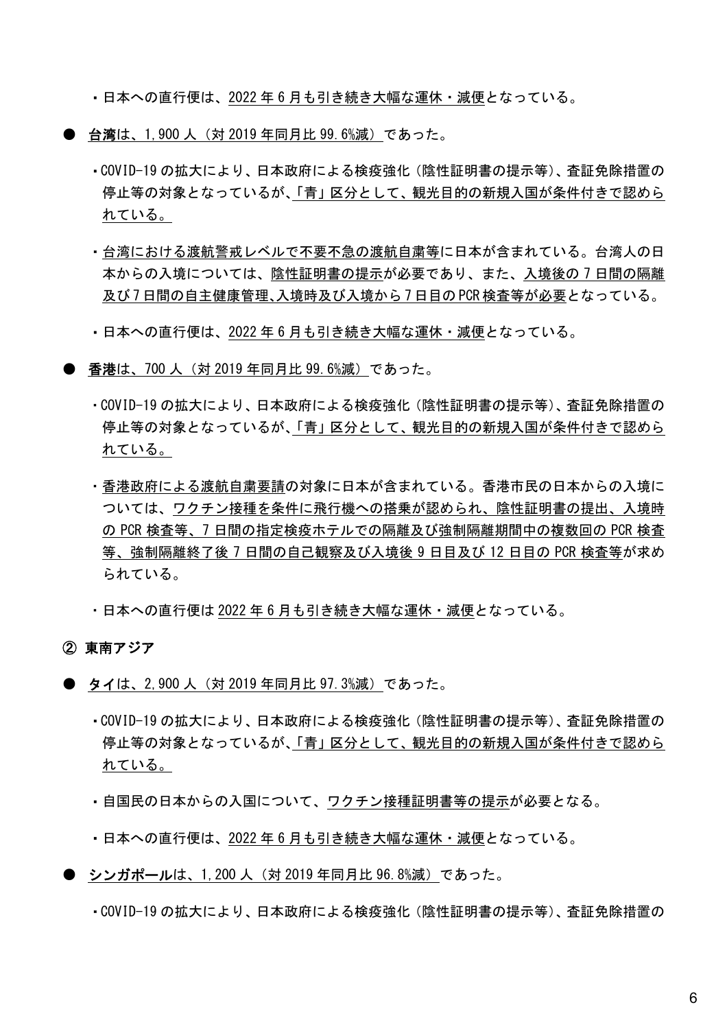・日本への直行便は、2022 年 6 月も引き続き大幅な運休・減便となっている。

● **台湾**は、1,900 人（対 2019 年同月比 99.6%減）であった。

・COVID-19 の拡大により、日本政府による検疫強化（陰性証明書の提示等）、査証免除措置の停止等の対象となっているが、「青」区分として、観光目的の新規入国が条件付きで認められている。

・台湾における渡航警戒レベルで不要不急の渡航自粛等に日本が含まれている。台湾人の日本からの入境については、陰性証明書の提示が必要であり、また、入境後の 7 日間の隔離及び 7 日間の自主健康管理、入境時及び入境から 7 日目の PCR 検査等が必要となっている。

・日本への直行便は、2022 年 6 月も引き続き大幅な運休・減便となっている。

● **香港**は、700 人（対 2019 年同月比 99.6%減）であった。

・COVID-19 の拡大により、日本政府による検疫強化（陰性証明書の提示等）、査証免除措置の停止等の対象となっているが、「青」区分として、観光目的の新規入国が条件付きで認められている。

・香港政府による渡航自粛要請の対象に日本が含まれている。香港市民の日本からの入境については、ワクチン接種を条件に飛行機への搭乗が認められ、陰性証明書の提出、入境時の PCR 検査等、7 日間の指定検疫ホテルでの隔離及び強制隔離期間中の複数回の PCR 検査等、強制隔離終了後 7 日間の自己観察及び入境後 9 日目及び 12 日目の PCR 検査等が求められている。

・日本への直行便は 2022 年 6 月も引き続き大幅な運休・減便となっている。

### ② 東南アジア

● **タイ**は、2,900 人（対 2019 年同月比 97.3%減）であった。

・COVID-19 の拡大により、日本政府による検疫強化（陰性証明書の提示等）、査証免除措置の停止等の対象となっているが、「青」区分として、観光目的の新規入国が条件付きで認められている。

・自国民の日本からの入国について、ワクチン接種証明書等の提示が必要となる。

・日本への直行便は、2022 年 6 月も引き続き大幅な運休・減便となっている。

● **シンガポール**は、1,200 人（対 2019 年同月比 96.8%減）であった。

・COVID-19 の拡大により、日本政府による検疫強化（陰性証明書の提示等）、査証免除措置の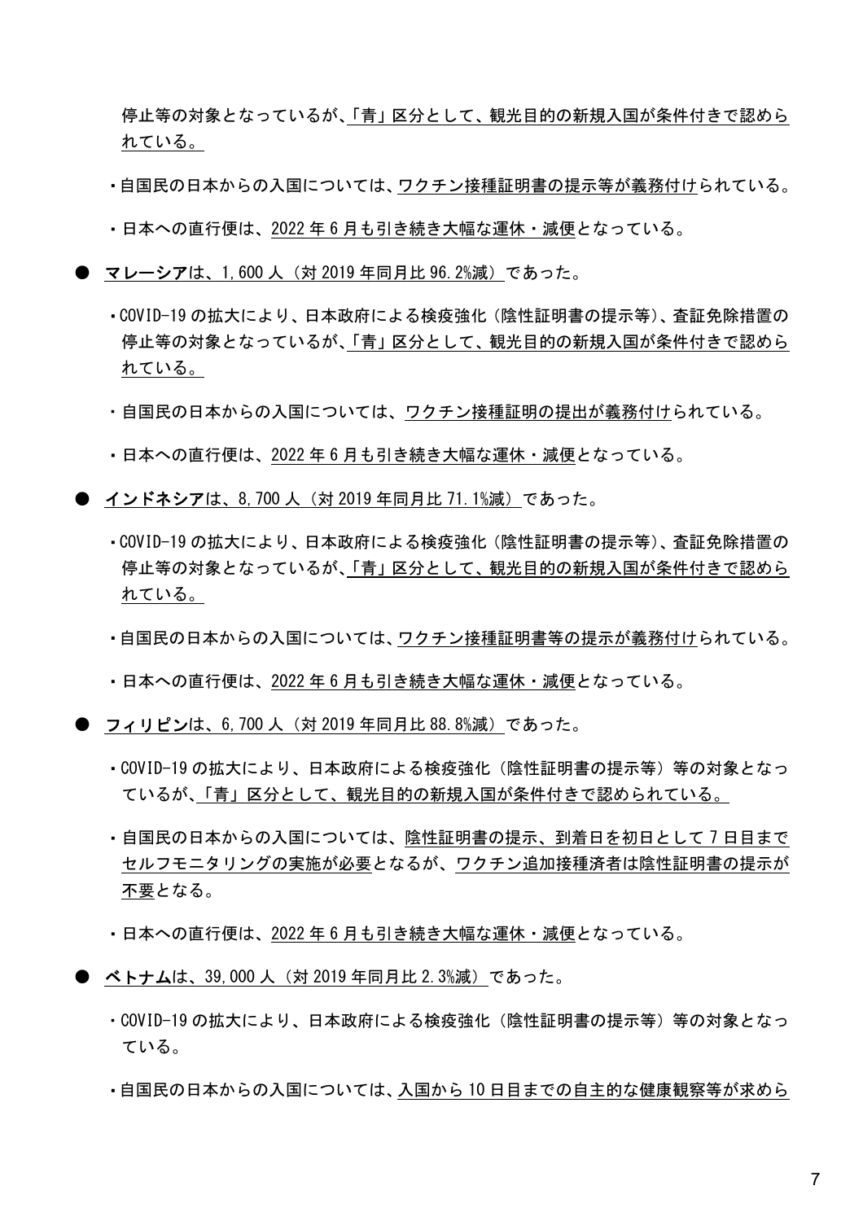停止等の対象となっているが、「青」区分として、観光目的の新規入国が条件付きで認められている。

・自国民の日本からの入国については、ワクチン接種証明書の提示等が義務付けられている。

・日本への直行便は、2022 年 6 月も引き続き大幅な運休・減便となっている。

● **マレーシア**は、1,600 人（対 2019 年同月比 96.2%減）であった。

・COVID-19 の拡大により、日本政府による検疫強化（陰性証明書の提示等）、査証免除措置の停止等の対象となっているが、「青」区分として、観光目的の新規入国が条件付きで認められている。

・自国民の日本からの入国については、ワクチン接種証明の提出が義務付けられている。

・日本への直行便は、2022 年 6 月も引き続き大幅な運休・減便となっている。

● **インドネシア**は、8,700 人（対 2019 年同月比 71.1%減）であった。

・COVID-19 の拡大により、日本政府による検疫強化（陰性証明書の提示等）、査証免除措置の停止等の対象となっているが、「青」区分として、観光目的の新規入国が条件付きで認められている。

・自国民の日本からの入国については、ワクチン接種証明書等の提示が義務付けられている。

・日本への直行便は、2022 年 6 月も引き続き大幅な運休・減便となっている。

● **フィリピン**は、6,700 人（対 2019 年同月比 88.8%減）であった。

・COVID-19 の拡大により、日本政府による検疫強化（陰性証明書の提示等）等の対象となっているが、「青」区分として、観光目的の新規入国が条件付きで認められている。

・自国民の日本からの入国については、陰性証明書の提示、到着日を初日として 7 日目までセルフモニタリングの実施が必要となるが、ワクチン追加接種済者は陰性証明書の提示が不要となる。

・日本への直行便は、2022 年 6 月も引き続き大幅な運休・減便となっている。

● **ベトナム**は、39,000 人（対 2019 年同月比 2.3%減）であった。

・COVID-19 の拡大により、日本政府による検疫強化（陰性証明書の提示等）等の対象となっている。

・自国民の日本からの入国については、入国から 10 日目までの自主的な健康観察等が求め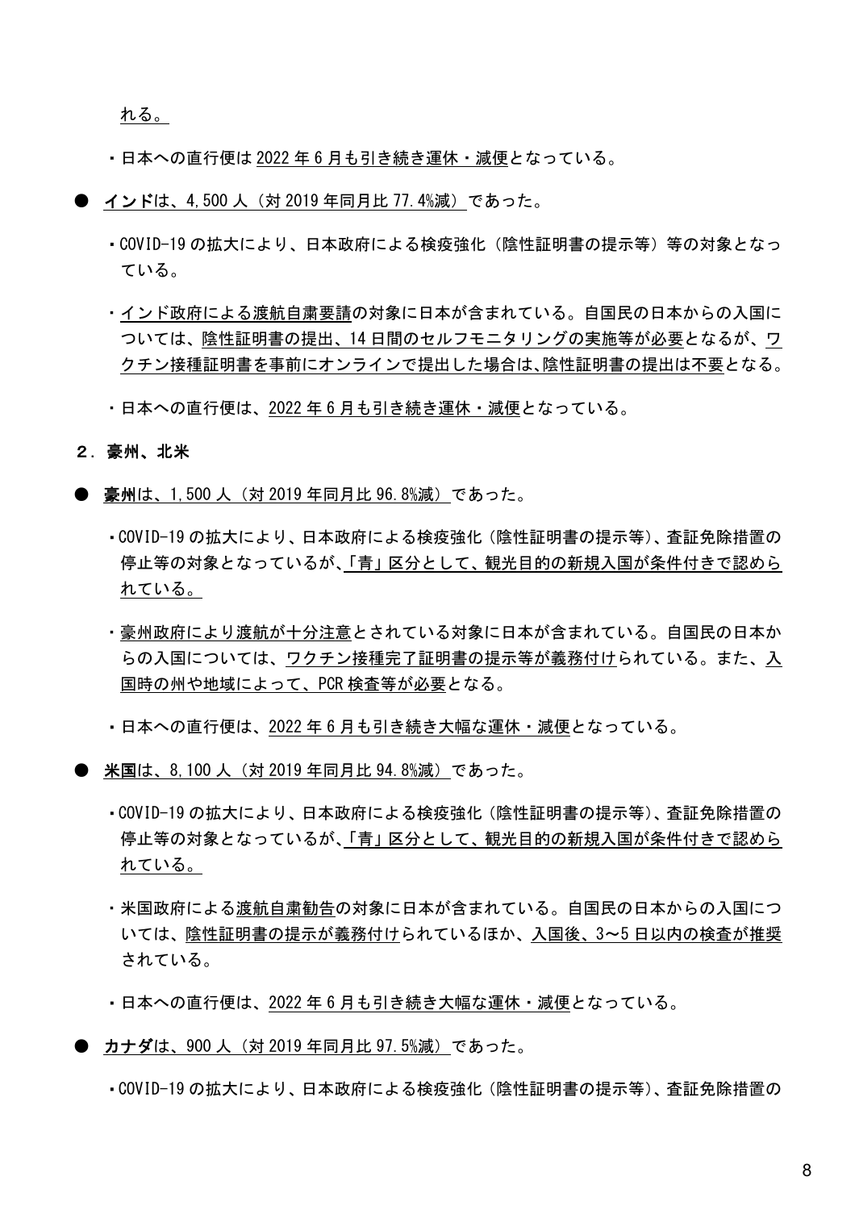れる。

・日本への直行便は2022年6月も引き続き運休・減便となっている。

● インドは、4,500人（対2019年同月比77.4%減）であった。

・COVID-19の拡大により、日本政府による検疫強化（陰性証明書の提示等）等の対象となっている。

・インド政府による渡航自粛要請の対象に日本が含まれている。自国民の日本からの入国については、陰性証明書の提出、14日間のセルフモニタリングの実施等が必要となるが、ワクチン接種証明書を事前にオンラインで提出した場合は、陰性証明書の提出は不要となる。

・日本への直行便は、2022年6月も引き続き運休・減便となっている。

**２．豪州、北米**

● 豪州は、1,500人（対2019年同月比96.8%減）であった。

・COVID-19の拡大により、日本政府による検疫強化（陰性証明書の提示等）、査証免除措置の停止等の対象となっているが、「青」区分として、観光目的の新規入国が条件付きで認められている。

・豪州政府により渡航が十分注意とされている対象に日本が含まれている。自国民の日本からの入国については、ワクチン接種完了証明書の提示等が義務付けられている。また、入国時の州や地域によって、PCR検査等が必要となる。

・日本への直行便は、2022年6月も引き続き大幅な運休・減便となっている。

● 米国は、8,100人（対2019年同月比94.8%減）であった。

・COVID-19の拡大により、日本政府による検疫強化（陰性証明書の提示等）、査証免除措置の停止等の対象となっているが、「青」区分として、観光目的の新規入国が条件付きで認められている。

・米国政府による渡航自粛勧告の対象に日本が含まれている。自国民の日本からの入国については、陰性証明書の提示が義務付けられているほか、入国後、3〜5日以内の検査が推奨されている。

・日本への直行便は、2022年6月も引き続き大幅な運休・減便となっている。

● カナダは、900人（対2019年同月比97.5%減）であった。

・COVID-19の拡大により、日本政府による検疫強化（陰性証明書の提示等）、査証免除措置の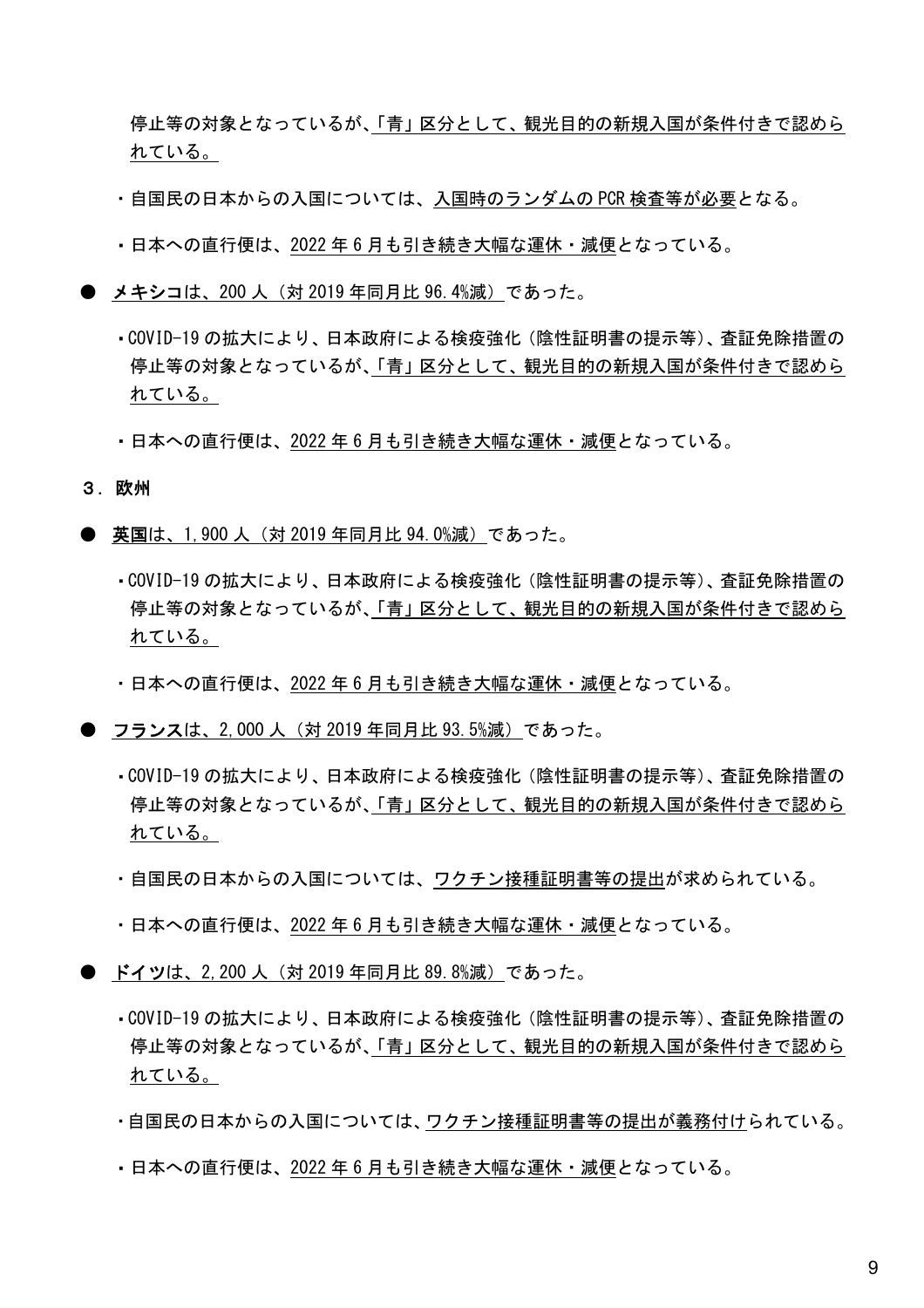停止等の対象となっているが、「青」区分として、観光目的の新規入国が条件付きで認められている。

・自国民の日本からの入国については、入国時のランダムの PCR 検査等が必要となる。

・日本への直行便は、2022 年 6 月も引き続き大幅な運休・減便となっている。

● **メキシコ**は、200 人（対 2019 年同月比 96.4%減）であった。

・COVID-19 の拡大により、日本政府による検疫強化（陰性証明書の提示等）、査証免除措置の停止等の対象となっているが、「青」区分として、観光目的の新規入国が条件付きで認められている。

・日本への直行便は、2022 年 6 月も引き続き大幅な運休・減便となっている。

## ３．欧州

● **英国**は、1,900 人（対 2019 年同月比 94.0%減）であった。

・COVID-19 の拡大により、日本政府による検疫強化（陰性証明書の提示等）、査証免除措置の停止等の対象となっているが、「青」区分として、観光目的の新規入国が条件付きで認められている。

・日本への直行便は、2022 年 6 月も引き続き大幅な運休・減便となっている。

● **フランス**は、2,000 人（対 2019 年同月比 93.5%減）であった。

・COVID-19 の拡大により、日本政府による検疫強化（陰性証明書の提示等）、査証免除措置の停止等の対象となっているが、「青」区分として、観光目的の新規入国が条件付きで認められている。

・自国民の日本からの入国については、ワクチン接種証明書等の提出が求められている。

・日本への直行便は、2022 年 6 月も引き続き大幅な運休・減便となっている。

● **ドイツ**は、2,200 人（対 2019 年同月比 89.8%減）であった。

・COVID-19 の拡大により、日本政府による検疫強化（陰性証明書の提示等）、査証免除措置の停止等の対象となっているが、「青」区分として、観光目的の新規入国が条件付きで認められている。

・自国民の日本からの入国については、ワクチン接種証明書等の提出が義務付けられている。

・日本への直行便は、2022 年 6 月も引き続き大幅な運休・減便となっている。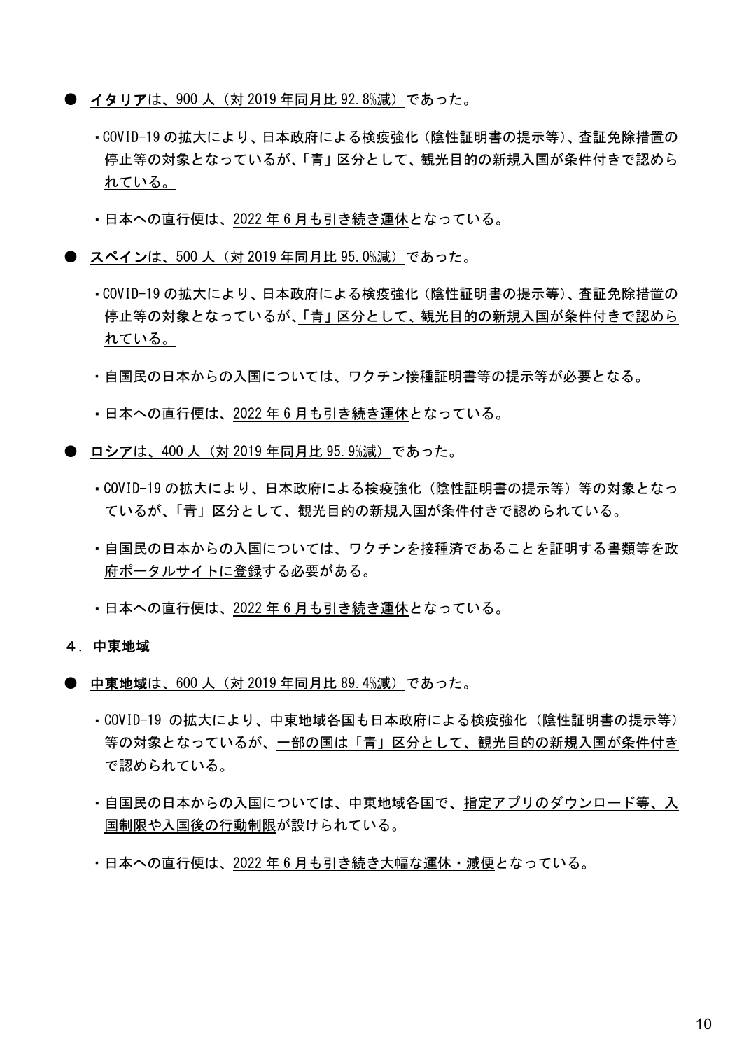● **イタリア**は、900 人（対 2019 年同月比 92.8%減）であった。

・COVID-19 の拡大により、日本政府による検疫強化（陰性証明書の提示等）、査証免除措置の停止等の対象となっているが、「青」区分として、観光目的の新規入国が条件付きで認められている。

・日本への直行便は、2022 年 6 月も引き続き運休となっている。

● **スペイン**は、500 人（対 2019 年同月比 95.0%減）であった。

・COVID-19 の拡大により、日本政府による検疫強化（陰性証明書の提示等）、査証免除措置の停止等の対象となっているが、「青」区分として、観光目的の新規入国が条件付きで認められている。

・自国民の日本からの入国については、ワクチン接種証明書等の提示等が必要となる。

・日本への直行便は、2022 年 6 月も引き続き運休となっている。

● **ロシア**は、400 人（対 2019 年同月比 95.9%減）であった。

・COVID-19 の拡大により、日本政府による検疫強化（陰性証明書の提示等）等の対象となっているが、「青」区分として、観光目的の新規入国が条件付きで認められている。

・自国民の日本からの入国については、ワクチンを接種済であることを証明する書類等を政府ポータルサイトに登録する必要がある。

・日本への直行便は、2022 年 6 月も引き続き運休となっている。

## ４．中東地域

● **中東地域**は、600 人（対 2019 年同月比 89.4%減）であった。

・COVID-19 の拡大により、中東地域各国も日本政府による検疫強化（陰性証明書の提示等）等の対象となっているが、一部の国は「青」区分として、観光目的の新規入国が条件付きで認められている。

・自国民の日本からの入国については、中東地域各国で、指定アプリのダウンロード等、入国制限や入国後の行動制限が設けられている。

・日本への直行便は、2022 年 6 月も引き続き大幅な運休・減便となっている。